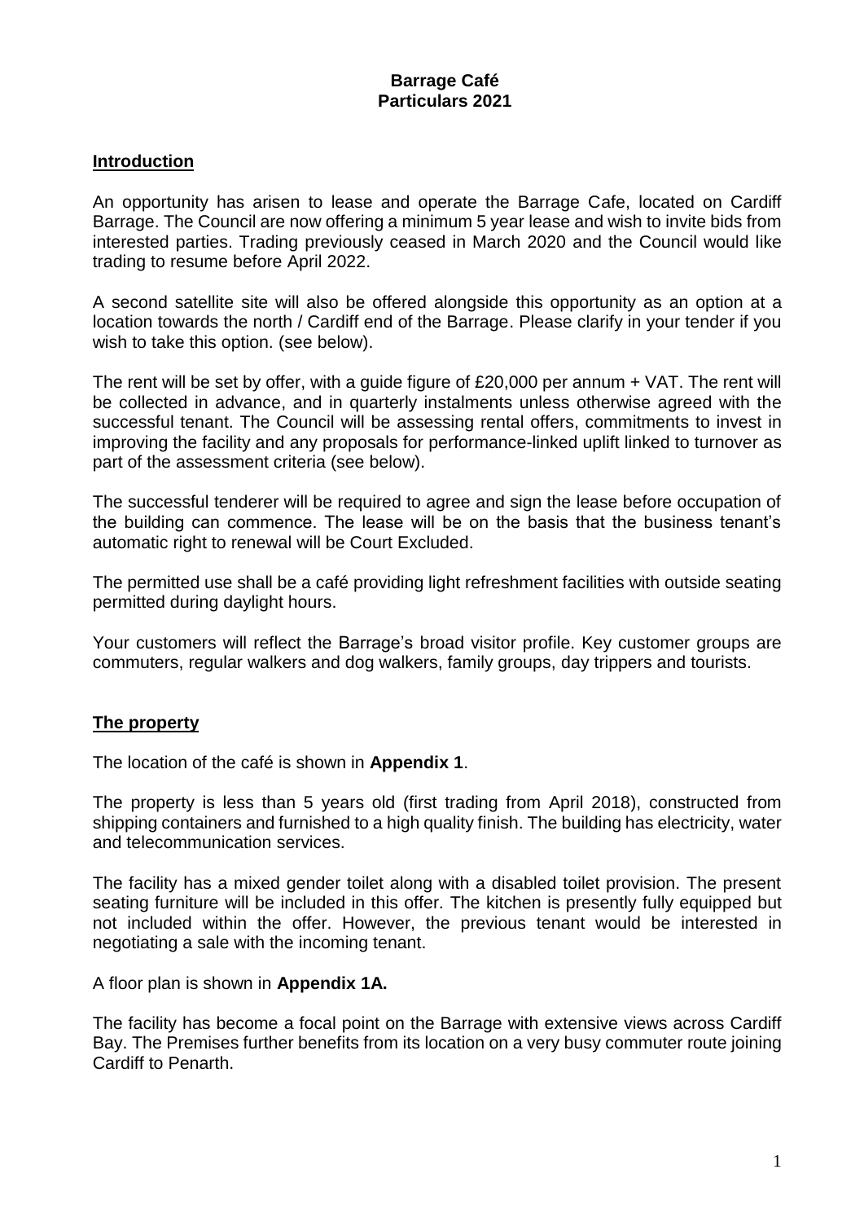# Barrage Café
# Particulars 2021

## Introduction

An opportunity has arisen to lease and operate the Barrage Cafe, located on Cardiff Barrage. The Council are now offering a minimum 5 year lease and wish to invite bids from interested parties. Trading previously ceased in March 2020 and the Council would like trading to resume before April 2022.

A second satellite site will also be offered alongside this opportunity as an option at a location towards the north / Cardiff end of the Barrage. Please clarify in your tender if you wish to take this option. (see below).

The rent will be set by offer, with a guide figure of £20,000 per annum + VAT. The rent will be collected in advance, and in quarterly instalments unless otherwise agreed with the successful tenant. The Council will be assessing rental offers, commitments to invest in improving the facility and any proposals for performance-linked uplift linked to turnover as part of the assessment criteria (see below).

The successful tenderer will be required to agree and sign the lease before occupation of the building can commence. The lease will be on the basis that the business tenant's automatic right to renewal will be Court Excluded.

The permitted use shall be a café providing light refreshment facilities with outside seating permitted during daylight hours.

Your customers will reflect the Barrage's broad visitor profile. Key customer groups are commuters, regular walkers and dog walkers, family groups, day trippers and tourists.

## The property

The location of the café is shown in **Appendix 1**.

The property is less than 5 years old (first trading from April 2018), constructed from shipping containers and furnished to a high quality finish. The building has electricity, water and telecommunication services.

The facility has a mixed gender toilet along with a disabled toilet provision. The present seating furniture will be included in this offer. The kitchen is presently fully equipped but not included within the offer. However, the previous tenant would be interested in negotiating a sale with the incoming tenant.

A floor plan is shown in **Appendix 1A.**

The facility has become a focal point on the Barrage with extensive views across Cardiff Bay. The Premises further benefits from its location on a very busy commuter route joining Cardiff to Penarth.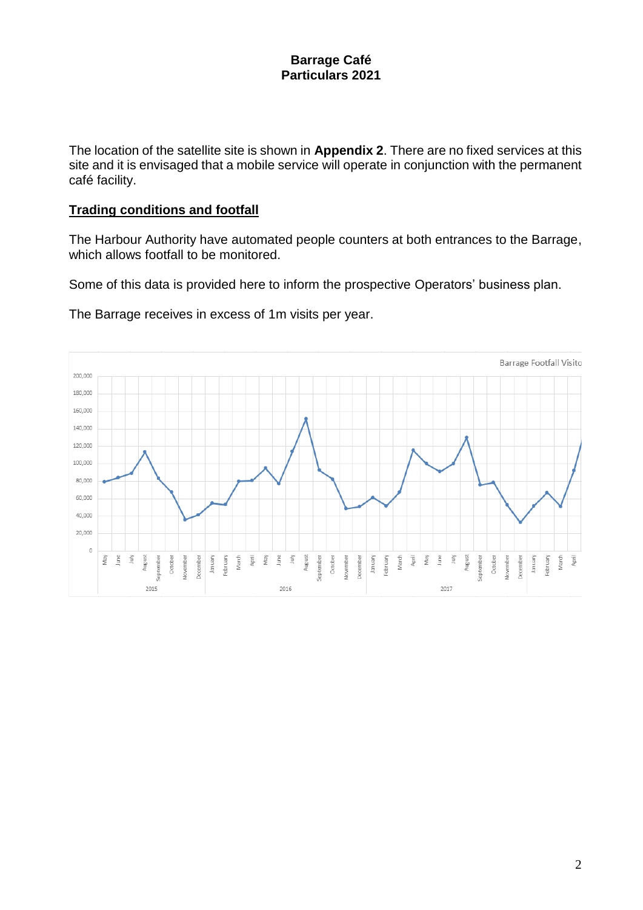# Barrage Café
## Particulars 2021

The location of the satellite site is shown in **Appendix 2**. There are no fixed services at this site and it is envisaged that a mobile service will operate in conjunction with the permanent café facility.

### Trading conditions and footfall

The Harbour Authority have automated people counters at both entrances to the Barrage, which allows footfall to be monitored.

Some of this data is provided here to inform the prospective Operators' business plan.

The Barrage receives in excess of 1m visits per year.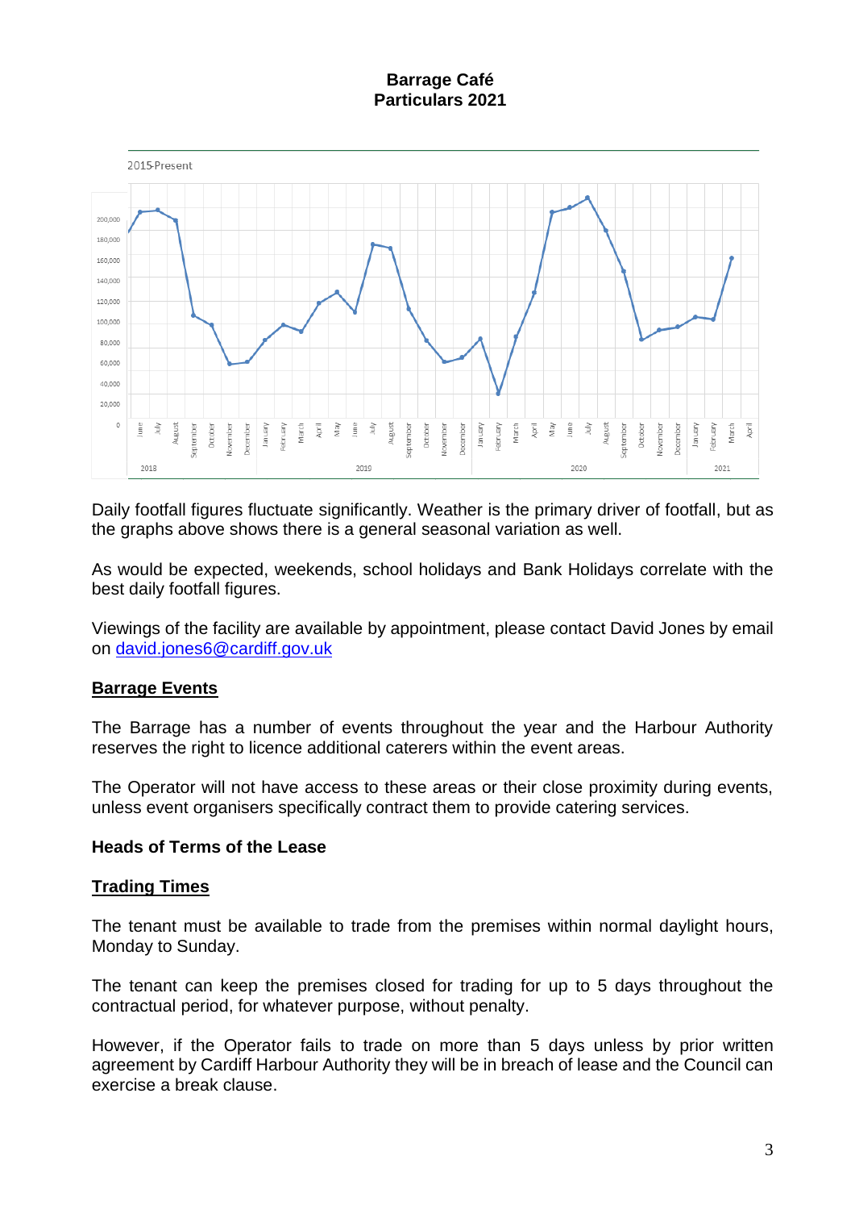**Barrage Café**
**Particulars 2021**

Daily footfall figures fluctuate significantly. Weather is the primary driver of footfall, but as the graphs above shows there is a general seasonal variation as well.

As would be expected, weekends, school holidays and Bank Holidays correlate with the best daily footfall figures.

Viewings of the facility are available by appointment, please contact David Jones by email on [david.jones6@cardiff.gov.uk](mailto:david.jones6@cardiff.gov.uk)

## Barrage Events

The Barrage has a number of events throughout the year and the Harbour Authority reserves the right to licence additional caterers within the event areas.

The Operator will not have access to these areas or their close proximity during events, unless event organisers specifically contract them to provide catering services.

## Heads of Terms of the Lease

### Trading Times

The tenant must be available to trade from the premises within normal daylight hours, Monday to Sunday.

The tenant can keep the premises closed for trading for up to 5 days throughout the contractual period, for whatever purpose, without penalty.

However, if the Operator fails to trade on more than 5 days unless by prior written agreement by Cardiff Harbour Authority they will be in breach of lease and the Council can exercise a break clause.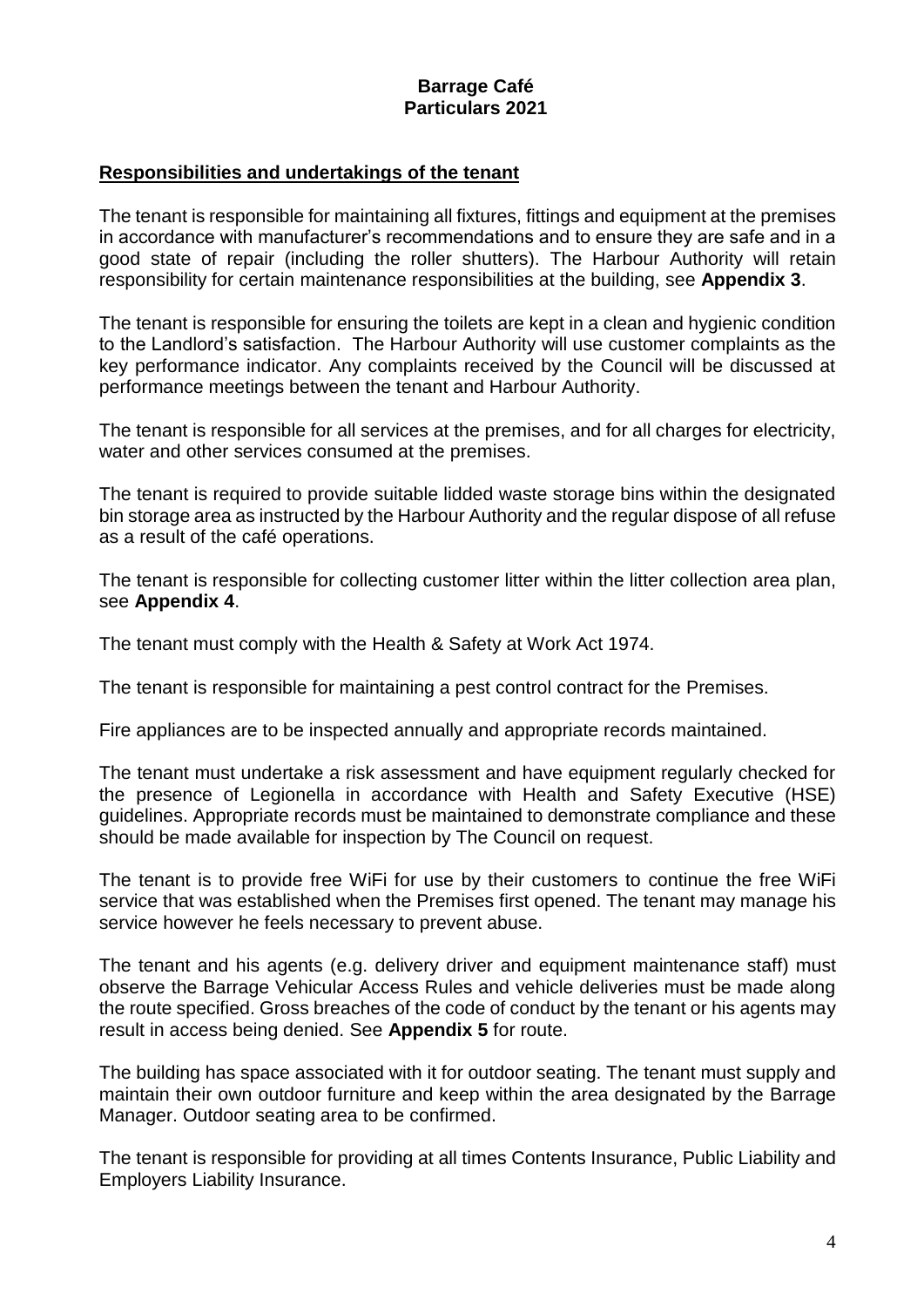**Barrage Café**
**Particulars 2021**

## Responsibilities and undertakings of the tenant

The tenant is responsible for maintaining all fixtures, fittings and equipment at the premises in accordance with manufacturer's recommendations and to ensure they are safe and in a good state of repair (including the roller shutters). The Harbour Authority will retain responsibility for certain maintenance responsibilities at the building, see **Appendix 3**.

The tenant is responsible for ensuring the toilets are kept in a clean and hygienic condition to the Landlord's satisfaction. The Harbour Authority will use customer complaints as the key performance indicator. Any complaints received by the Council will be discussed at performance meetings between the tenant and Harbour Authority.

The tenant is responsible for all services at the premises, and for all charges for electricity, water and other services consumed at the premises.

The tenant is required to provide suitable lidded waste storage bins within the designated bin storage area as instructed by the Harbour Authority and the regular dispose of all refuse as a result of the café operations.

The tenant is responsible for collecting customer litter within the litter collection area plan, see **Appendix 4**.

The tenant must comply with the Health & Safety at Work Act 1974.

The tenant is responsible for maintaining a pest control contract for the Premises.

Fire appliances are to be inspected annually and appropriate records maintained.

The tenant must undertake a risk assessment and have equipment regularly checked for the presence of Legionella in accordance with Health and Safety Executive (HSE) guidelines. Appropriate records must be maintained to demonstrate compliance and these should be made available for inspection by The Council on request.

The tenant is to provide free WiFi for use by their customers to continue the free WiFi service that was established when the Premises first opened. The tenant may manage his service however he feels necessary to prevent abuse.

The tenant and his agents (e.g. delivery driver and equipment maintenance staff) must observe the Barrage Vehicular Access Rules and vehicle deliveries must be made along the route specified. Gross breaches of the code of conduct by the tenant or his agents may result in access being denied. See **Appendix 5** for route.

The building has space associated with it for outdoor seating. The tenant must supply and maintain their own outdoor furniture and keep within the area designated by the Barrage Manager. Outdoor seating area to be confirmed.

The tenant is responsible for providing at all times Contents Insurance, Public Liability and Employers Liability Insurance.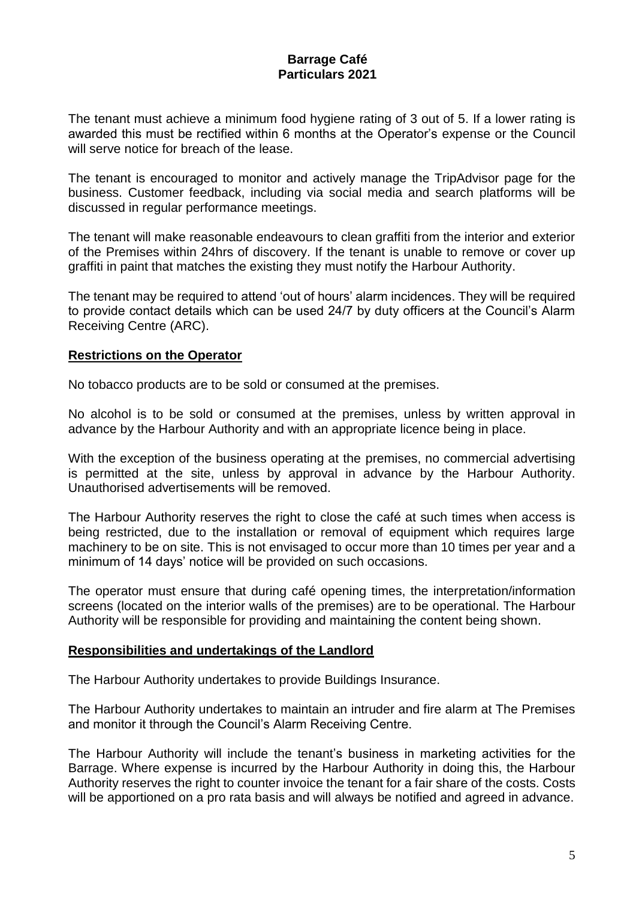**Barrage Café**
**Particulars 2021**

The tenant must achieve a minimum food hygiene rating of 3 out of 5. If a lower rating is awarded this must be rectified within 6 months at the Operator's expense or the Council will serve notice for breach of the lease.

The tenant is encouraged to monitor and actively manage the TripAdvisor page for the business. Customer feedback, including via social media and search platforms will be discussed in regular performance meetings.

The tenant will make reasonable endeavours to clean graffiti from the interior and exterior of the Premises within 24hrs of discovery. If the tenant is unable to remove or cover up graffiti in paint that matches the existing they must notify the Harbour Authority.

The tenant may be required to attend 'out of hours' alarm incidences. They will be required to provide contact details which can be used 24/7 by duty officers at the Council's Alarm Receiving Centre (ARC).

## Restrictions on the Operator

No tobacco products are to be sold or consumed at the premises.

No alcohol is to be sold or consumed at the premises, unless by written approval in advance by the Harbour Authority and with an appropriate licence being in place.

With the exception of the business operating at the premises, no commercial advertising is permitted at the site, unless by approval in advance by the Harbour Authority. Unauthorised advertisements will be removed.

The Harbour Authority reserves the right to close the café at such times when access is being restricted, due to the installation or removal of equipment which requires large machinery to be on site. This is not envisaged to occur more than 10 times per year and a minimum of 14 days' notice will be provided on such occasions.

The operator must ensure that during café opening times, the interpretation/information screens (located on the interior walls of the premises) are to be operational. The Harbour Authority will be responsible for providing and maintaining the content being shown.

## Responsibilities and undertakings of the Landlord

The Harbour Authority undertakes to provide Buildings Insurance.

The Harbour Authority undertakes to maintain an intruder and fire alarm at The Premises and monitor it through the Council's Alarm Receiving Centre.

The Harbour Authority will include the tenant's business in marketing activities for the Barrage. Where expense is incurred by the Harbour Authority in doing this, the Harbour Authority reserves the right to counter invoice the tenant for a fair share of the costs. Costs will be apportioned on a pro rata basis and will always be notified and agreed in advance.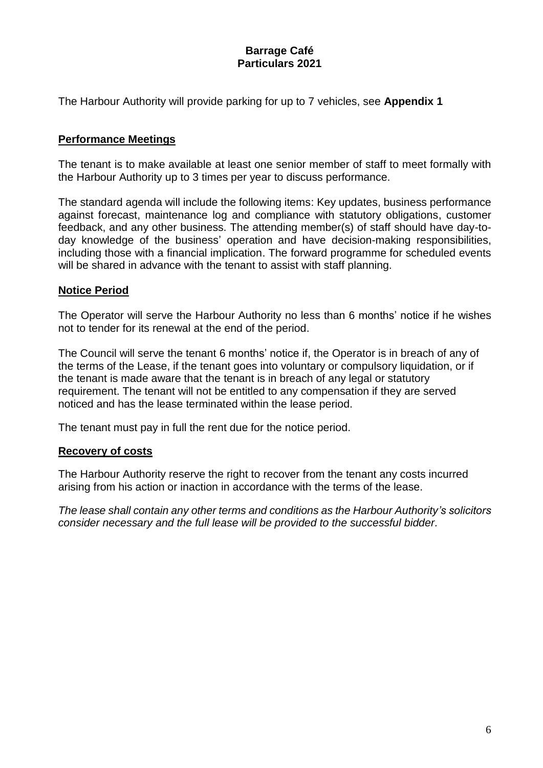**Barrage Café**
**Particulars 2021**

The Harbour Authority will provide parking for up to 7 vehicles, see **Appendix 1**

## Performance Meetings

The tenant is to make available at least one senior member of staff to meet formally with the Harbour Authority up to 3 times per year to discuss performance.

The standard agenda will include the following items: Key updates, business performance against forecast, maintenance log and compliance with statutory obligations, customer feedback, and any other business. The attending member(s) of staff should have day-to-day knowledge of the business' operation and have decision-making responsibilities, including those with a financial implication. The forward programme for scheduled events will be shared in advance with the tenant to assist with staff planning.

## Notice Period

The Operator will serve the Harbour Authority no less than 6 months' notice if he wishes not to tender for its renewal at the end of the period.

The Council will serve the tenant 6 months' notice if, the Operator is in breach of any of the terms of the Lease, if the tenant goes into voluntary or compulsory liquidation, or if the tenant is made aware that the tenant is in breach of any legal or statutory requirement. The tenant will not be entitled to any compensation if they are served noticed and has the lease terminated within the lease period.

The tenant must pay in full the rent due for the notice period.

## Recovery of costs

The Harbour Authority reserve the right to recover from the tenant any costs incurred arising from his action or inaction in accordance with the terms of the lease.

*The lease shall contain any other terms and conditions as the Harbour Authority's solicitors consider necessary and the full lease will be provided to the successful bidder.*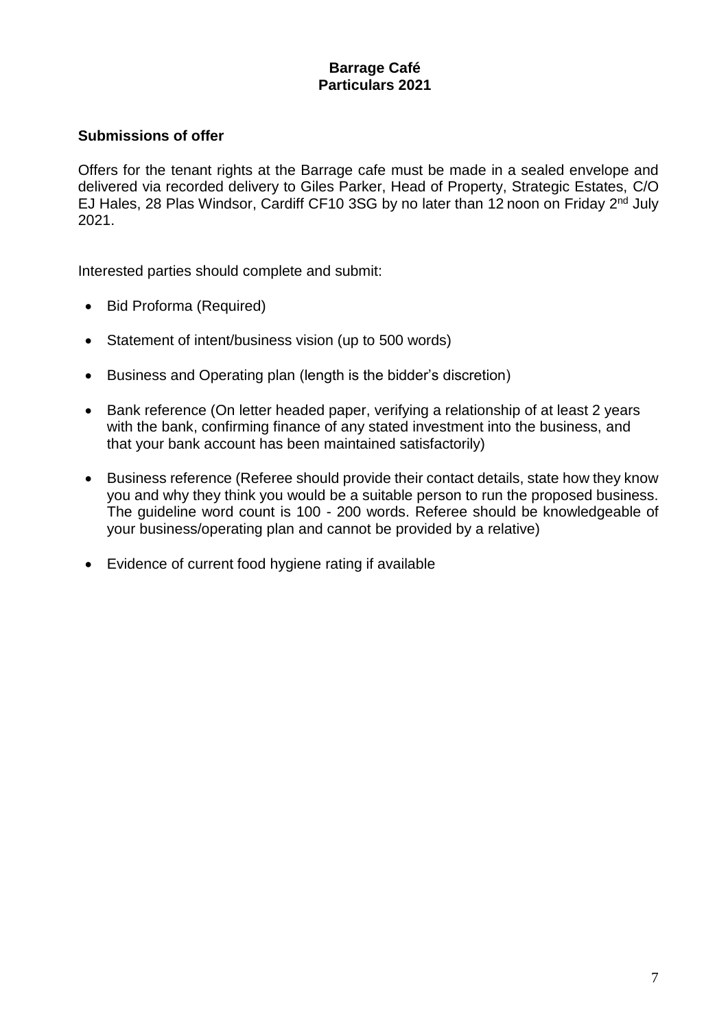**Barrage Café**
**Particulars 2021**

## Submissions of offer

Offers for the tenant rights at the Barrage cafe must be made in a sealed envelope and delivered via recorded delivery to Giles Parker, Head of Property, Strategic Estates, C/O EJ Hales, 28 Plas Windsor, Cardiff CF10 3SG by no later than 12 noon on Friday 2nd July 2021.

Interested parties should complete and submit:

- Bid Proforma (Required)
- Statement of intent/business vision (up to 500 words)
- Business and Operating plan (length is the bidder's discretion)
- Bank reference (On letter headed paper, verifying a relationship of at least 2 years with the bank, confirming finance of any stated investment into the business, and that your bank account has been maintained satisfactorily)
- Business reference (Referee should provide their contact details, state how they know you and why they think you would be a suitable person to run the proposed business. The guideline word count is 100 - 200 words. Referee should be knowledgeable of your business/operating plan and cannot be provided by a relative)
- Evidence of current food hygiene rating if available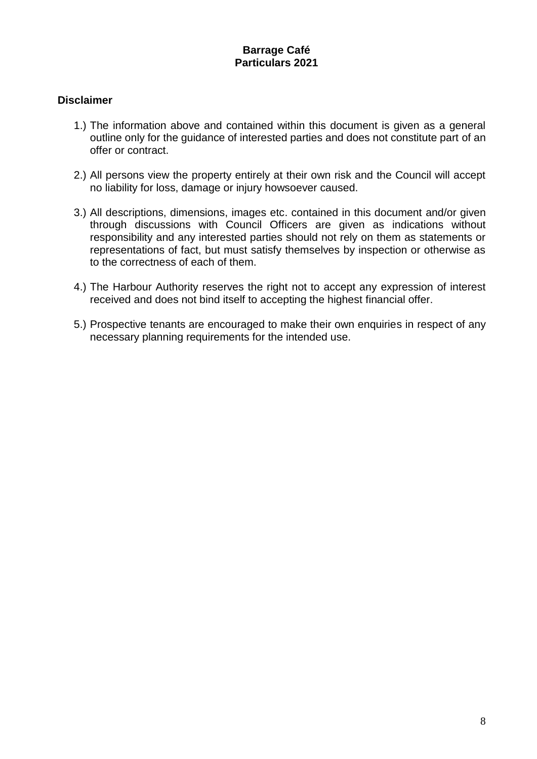**Barrage Café**
**Particulars 2021**

## Disclaimer

1.) The information above and contained within this document is given as a general outline only for the guidance of interested parties and does not constitute part of an offer or contract.

2.) All persons view the property entirely at their own risk and the Council will accept no liability for loss, damage or injury howsoever caused.

3.) All descriptions, dimensions, images etc. contained in this document and/or given through discussions with Council Officers are given as indications without responsibility and any interested parties should not rely on them as statements or representations of fact, but must satisfy themselves by inspection or otherwise as to the correctness of each of them.

4.) The Harbour Authority reserves the right not to accept any expression of interest received and does not bind itself to accepting the highest financial offer.

5.) Prospective tenants are encouraged to make their own enquiries in respect of any necessary planning requirements for the intended use.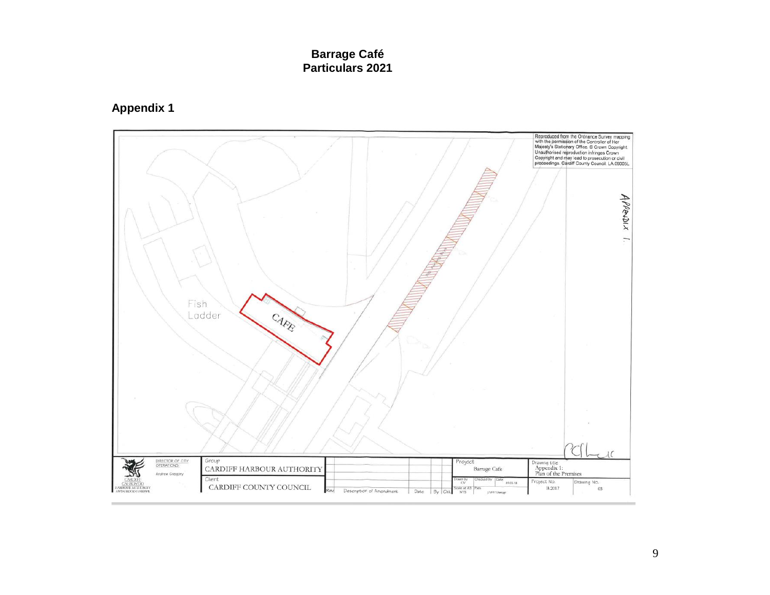**Barrage Café**
**Particulars 2021**

## Appendix 1

Reproduced from the Ordnance Survey mapping with the permission of the Controller of Her Majesty's Stationary Office. © Crown Copyright. Unauthorised reproduction infringes Crown Copyright and may lead to prosecution or civil proceedings. Cardiff County Council. LA 09005L

APPENDIX 1.

Fish Ladder

CAFE

| DIRECTOR OF CITY OPERATIONS: Andrew Gregory | Group: CARDIFF HARBOUR AUTHORITY | Project: Barrage Cafe | Drawing title: Appendix 1: Plan of the Premises |
|---|---|---|---|
| CARDIFF HARBOUR AUTHORITY / CAERDYDD AWDURDOD HARBWR | Client: CARDIFF COUNTY COUNCIL | Drawn by: CV / Checked by / Date: 01.05.18 / Scale at A3: NTS / Path | Project No.: B.2017 / Drawing No.: 03 |

| Rev | Description of Amendment | Date | By | Chk |
|---|---|---|---|---|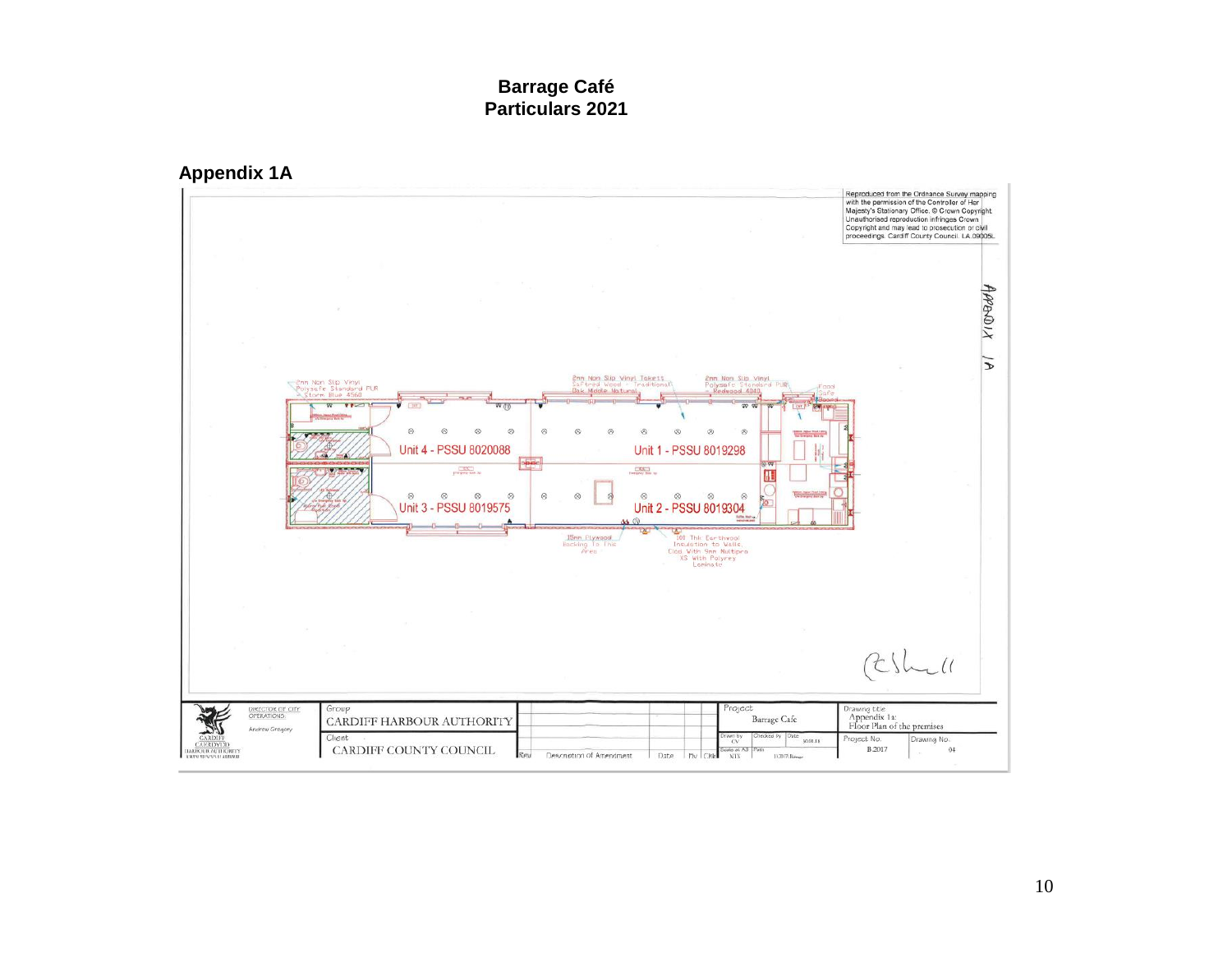**Barrage Café**
**Particulars 2021**

## Appendix 1A

Reproduced from the Ordnance Survey mapping with the permission of the Controller of Her Majesty's Stationary Office. © Crown Copyright. Unauthorised reproduction infringes Crown Copyright and may lead to prosecution or civil proceedings. Cardiff County Council. LA.09005L.

APPENDIX 1A

2mm Non Slip Vinyl Polysafe Standard PUR - Storm Blue 4560

2mm Non Slip Vinyl Tokess Saftred Wood - Traditional Oak Middle Natural

2mm Non Slip Vinyl Polysafe Standard PUR - Redwood 4040

Unit 4 - PSSU 8020088

Unit 1 - PSSU 8019298

Unit 3 - PSSU 8019575

Unit 2 - PSSU 8019304

15mm Plywood Backing To Tile Area

100 Thk Earthwool Insulation to Walls, Clad With 9mm Nultipro XS With Polyrey Laminate

| DIRECTOR OF CITY OPERATIONS Andrew Gregory | Group: CARDIFF HARBOUR AUTHORITY | Project: Barrage Cafe | Drawing title: Appendix 1a: Floor Plan of the premises |
|---|---|---|---|
| CARDIFF HARBOUR AUTHORITY | Client: CARDIFF COUNTY COUNCIL | Drawn by: CV / Checked by / Date / Scale at A3: NTS | Project No.: B.2017 / Drawing No.: 04 |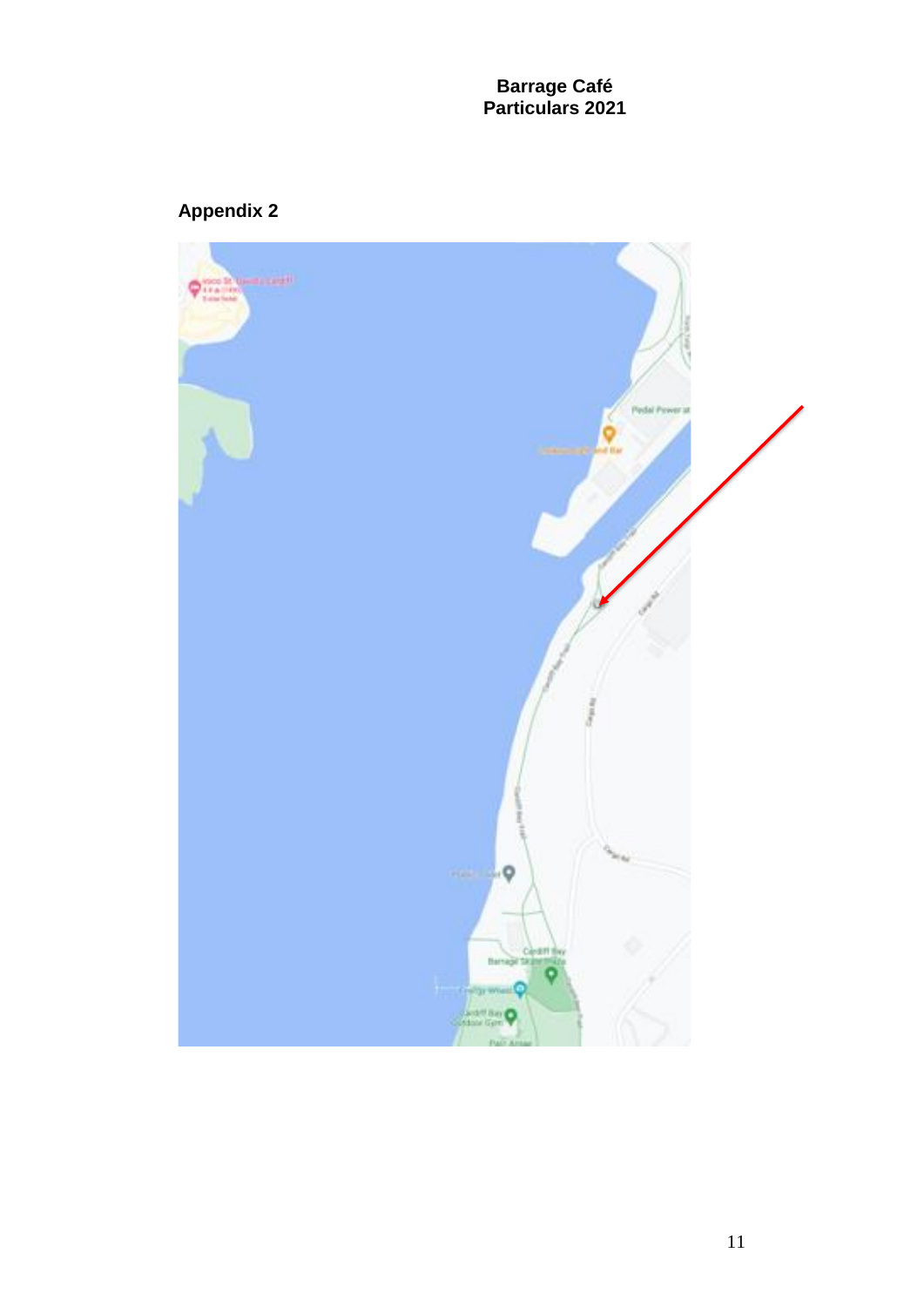## Appendix 2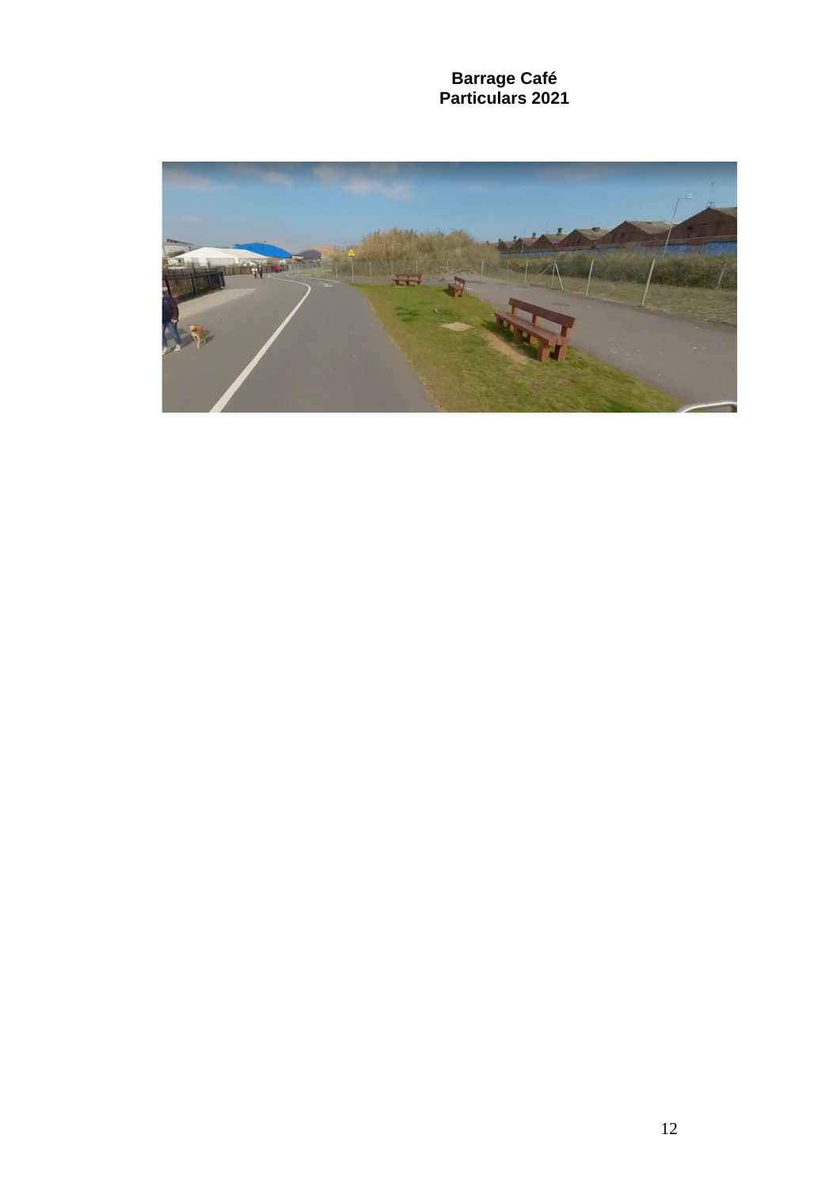**Barrage Café**
**Particulars 2021**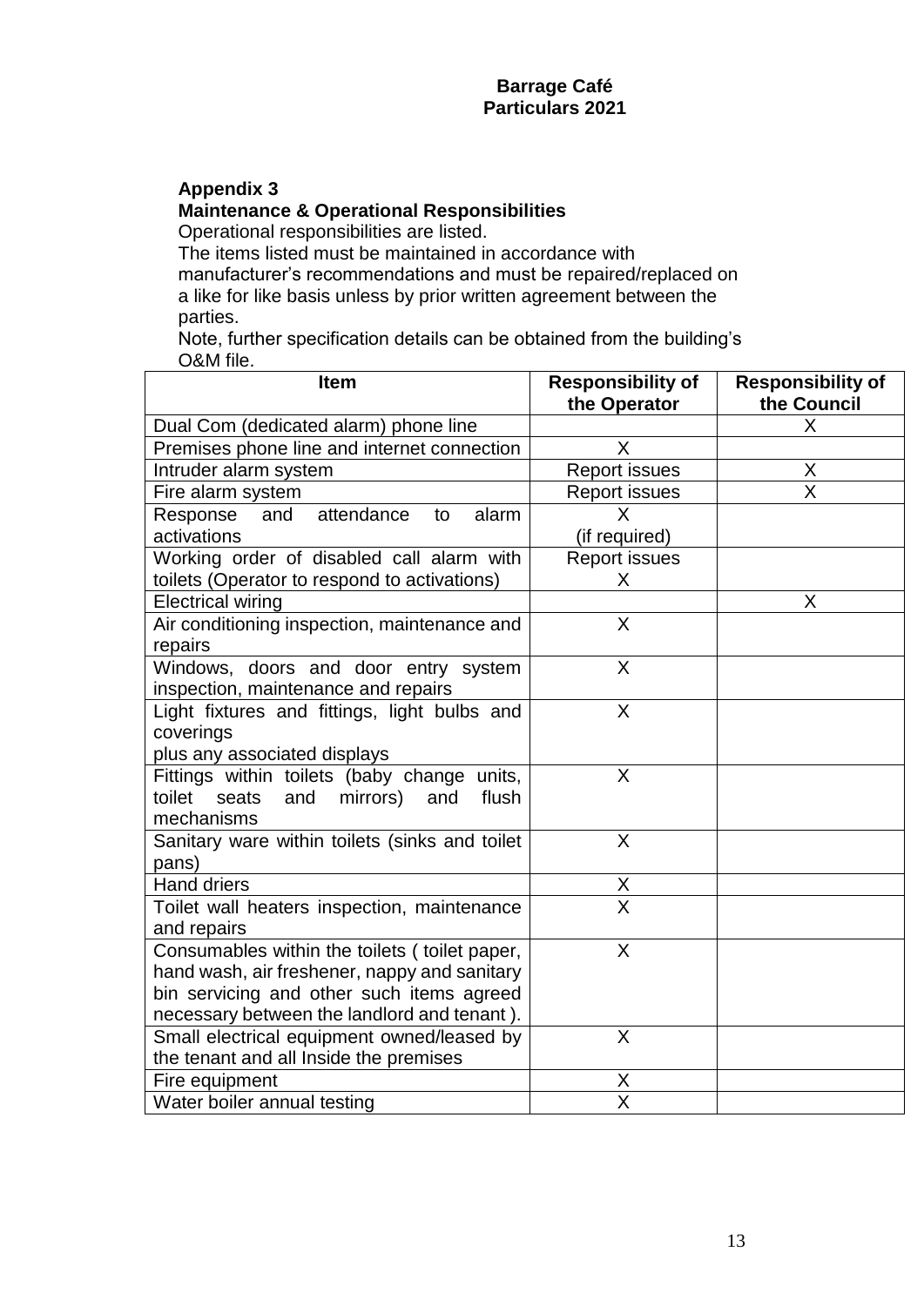**Barrage Café**
**Particulars 2021**

## Appendix 3

### Maintenance & Operational Responsibilities

Operational responsibilities are listed.

The items listed must be maintained in accordance with manufacturer's recommendations and must be repaired/replaced on a like for like basis unless by prior written agreement between the parties.

Note, further specification details can be obtained from the building's O&M file.

| Item | Responsibility of the Operator | Responsibility of the Council |
|---|---|---|
| Dual Com (dedicated alarm) phone line | | X |
| Premises phone line and internet connection | X | |
| Intruder alarm system | Report issues | X |
| Fire alarm system | Report issues | X |
| Response and attendance to alarm activations | X (if required) | |
| Working order of disabled call alarm with toilets (Operator to respond to activations) | Report issues X | |
| Electrical wiring | | X |
| Air conditioning inspection, maintenance and repairs | X | |
| Windows, doors and door entry system inspection, maintenance and repairs | X | |
| Light fixtures and fittings, light bulbs and coverings plus any associated displays | X | |
| Fittings within toilets (baby change units, toilet seats and mirrors) and flush mechanisms | X | |
| Sanitary ware within toilets (sinks and toilet pans) | X | |
| Hand driers | X | |
| Toilet wall heaters inspection, maintenance and repairs | X | |
| Consumables within the toilets ( toilet paper, hand wash, air freshener, nappy and sanitary bin servicing and other such items agreed necessary between the landlord and tenant ). | X | |
| Small electrical equipment owned/leased by the tenant and all Inside the premises | X | |
| Fire equipment | X | |
| Water boiler annual testing | X | |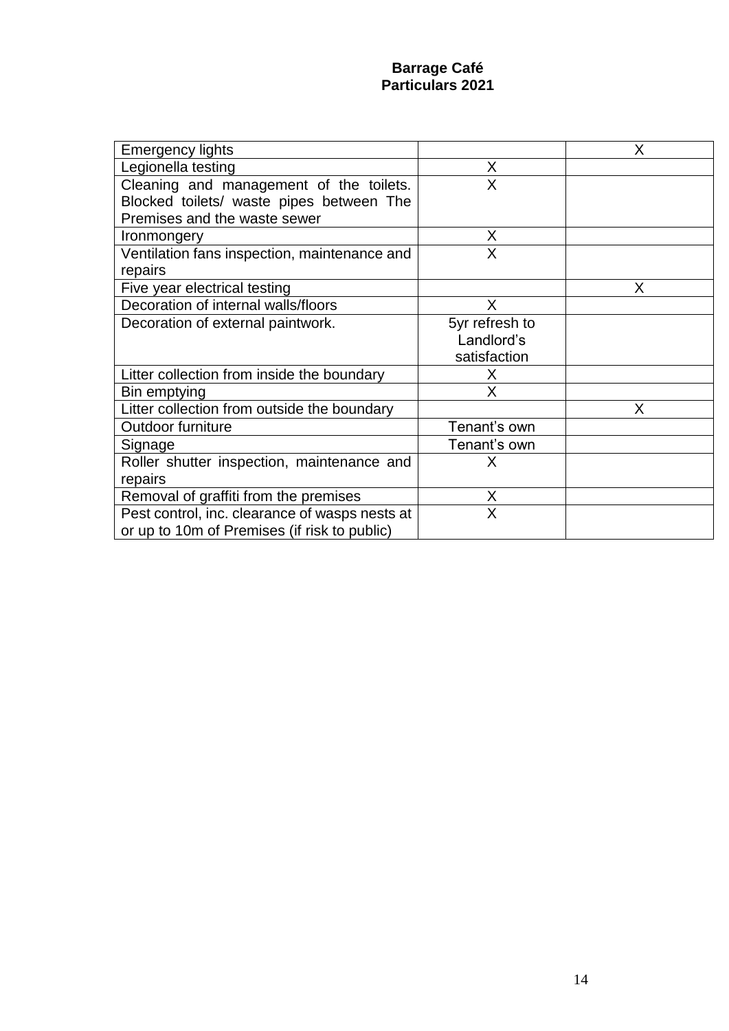**Barrage Café**
**Particulars 2021**

| | | |
|---|---|---|
| Emergency lights | | X |
| Legionella testing | X | |
| Cleaning and management of the toilets. Blocked toilets/ waste pipes between The Premises and the waste sewer | X | |
| Ironmongery | X | |
| Ventilation fans inspection, maintenance and repairs | X | |
| Five year electrical testing | | X |
| Decoration of internal walls/floors | X | |
| Decoration of external paintwork. | 5yr refresh to Landlord's satisfaction | |
| Litter collection from inside the boundary | X | |
| Bin emptying | X | |
| Litter collection from outside the boundary | | X |
| Outdoor furniture | Tenant's own | |
| Signage | Tenant's own | |
| Roller shutter inspection, maintenance and repairs | X | |
| Removal of graffiti from the premises | X | |
| Pest control, inc. clearance of wasps nests at or up to 10m of Premises (if risk to public) | X | |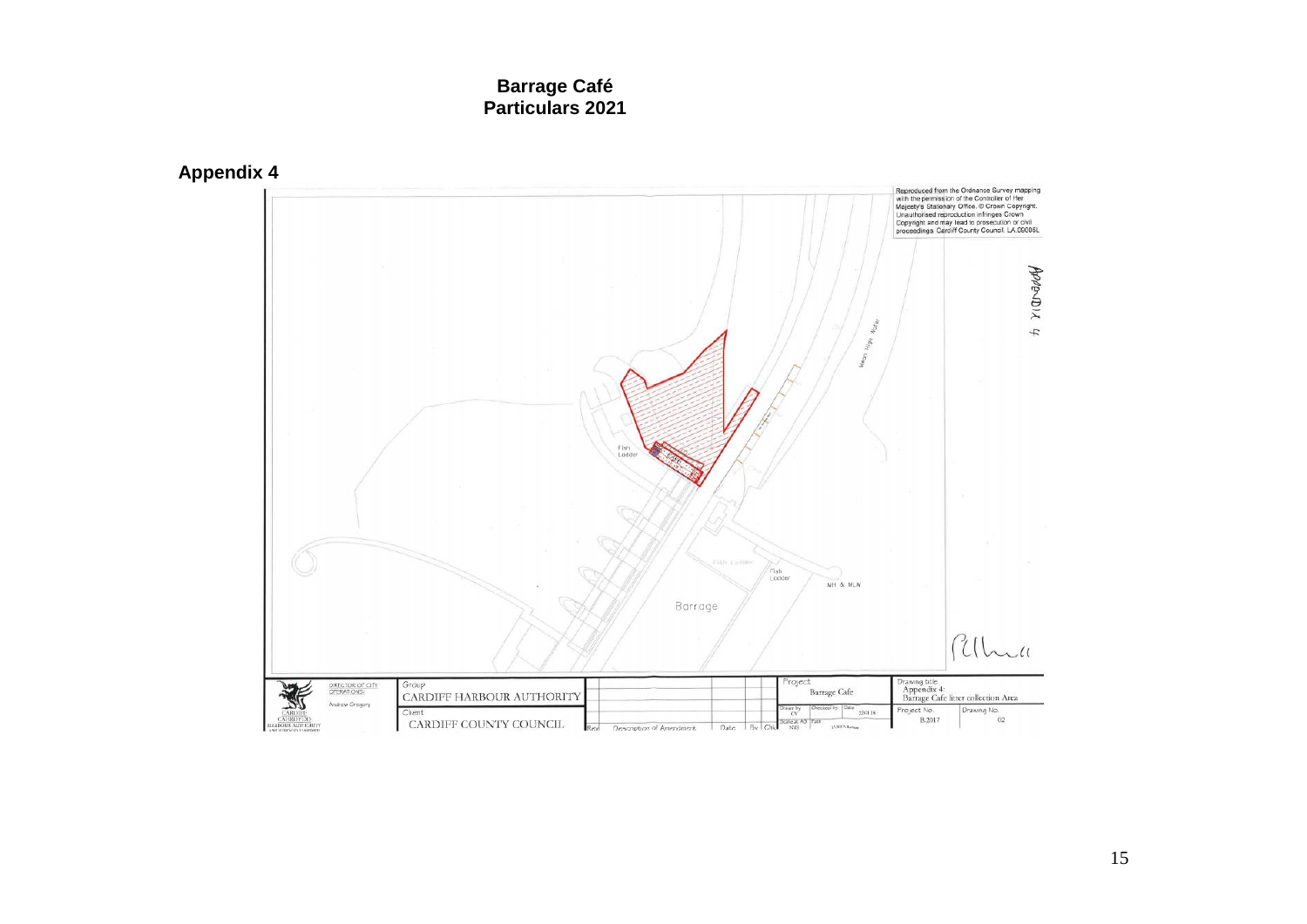**Barrage Café**
**Particulars 2021**

## Appendix 4

Reproduced from the Ordnance Survey mapping with the permission of the Controller of Her Majesty's Stationary Office. © Crown Copyright. Unauthorised reproduction infringes Crown Copyright and may lead to prosecution or civil proceedings. Cardiff County Council. LA.09005L

APPENDIX 4

Mean High Water

Fish Ladder

Fish Ladder

Fish Ladder

MH & MLW

Barrage

| Group | Project | Drawing title |
|---|---|---|
| CARDIFF HARBOUR AUTHORITY | Barrage Cafe | Appendix 4: Barrage Cafe litter collection Area |
| Client | Drawn by CV / Date 22.03.18 | Project No. B.2017 / Drawing No. 02 |
| CARDIFF COUNTY COUNCIL | Scale at A3 NTS | |

DIRECTOR OF CITY OPERATIONS: Andrew Gregory

CARDIFF HARBOUR AUTHORITY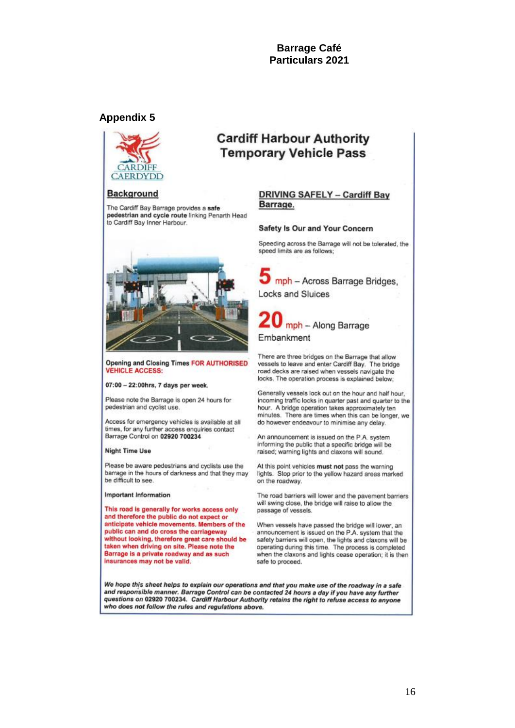**Barrage Café**
**Particulars 2021**

## Appendix 5

# Cardiff Harbour Authority Temporary Vehicle Pass

CARDIFF
CAERDYDD

### Background

The Cardiff Bay Barrage provides a **safe pedestrian and cycle route** linking Penarth Head to Cardiff Bay Inner Harbour.

**Opening and Closing Times FOR AUTHORISED VEHICLE ACCESS:**

**07:00 – 22:00hrs, 7 days per week.**

Please note the Barrage is open 24 hours for pedestrian and cyclist use.

Access for emergency vehicles is available at all times, for any further access enquiries contact Barrage Control on **02920 700234**

**Night Time Use**

Please be aware pedestrians and cyclists use the barrage in the hours of darkness and that they may be difficult to see.

**Important Information**

**This road is generally for works access only and therefore the public do not expect or anticipate vehicle movements. Members of the public can and do cross the carriageway without looking, therefore great care should be taken when driving on site. Please note the Barrage is a private roadway and as such insurances may not be valid.**

### DRIVING SAFELY – Cardiff Bay Barrage.

**Safety Is Our and Your Concern**

Speeding across the Barrage will not be tolerated, the speed limits are as follows;

**5** mph – Across Barrage Bridges, Locks and Sluices

**20** mph – Along Barrage Embankment

There are three bridges on the Barrage that allow vessels to leave and enter Cardiff Bay. The bridge road decks are raised when vessels navigate the locks. The operation process is explained below;

Generally vessels lock out on the hour and half hour, incoming traffic locks in quarter past and quarter to the hour. A bridge operation takes approximately ten minutes. There are times when this can be longer, we do however endeavour to minimise any delay.

An announcement is issued on the P.A. system informing the public that a specific bridge will be raised; warning lights and claxons will sound.

At this point vehicles **must not** pass the warning lights. Stop prior to the yellow hazard areas marked on the roadway.

The road barriers will lower and the pavement barriers will swing close, the bridge will raise to allow the passage of vessels.

When vessels have passed the bridge will lower, an announcement is issued on the P.A. system that the safety barriers will open, the lights and claxons will be operating during this time. The process is completed when the claxons and lights cease operation; it is then safe to proceed.

***We hope this sheet helps to explain our operations and that you make use of the roadway in a safe and responsible manner. Barrage Control can be contacted 24 hours a day if you have any further questions on 02920 700234. Cardiff Harbour Authority retains the right to refuse access to anyone who does not follow the rules and regulations above.***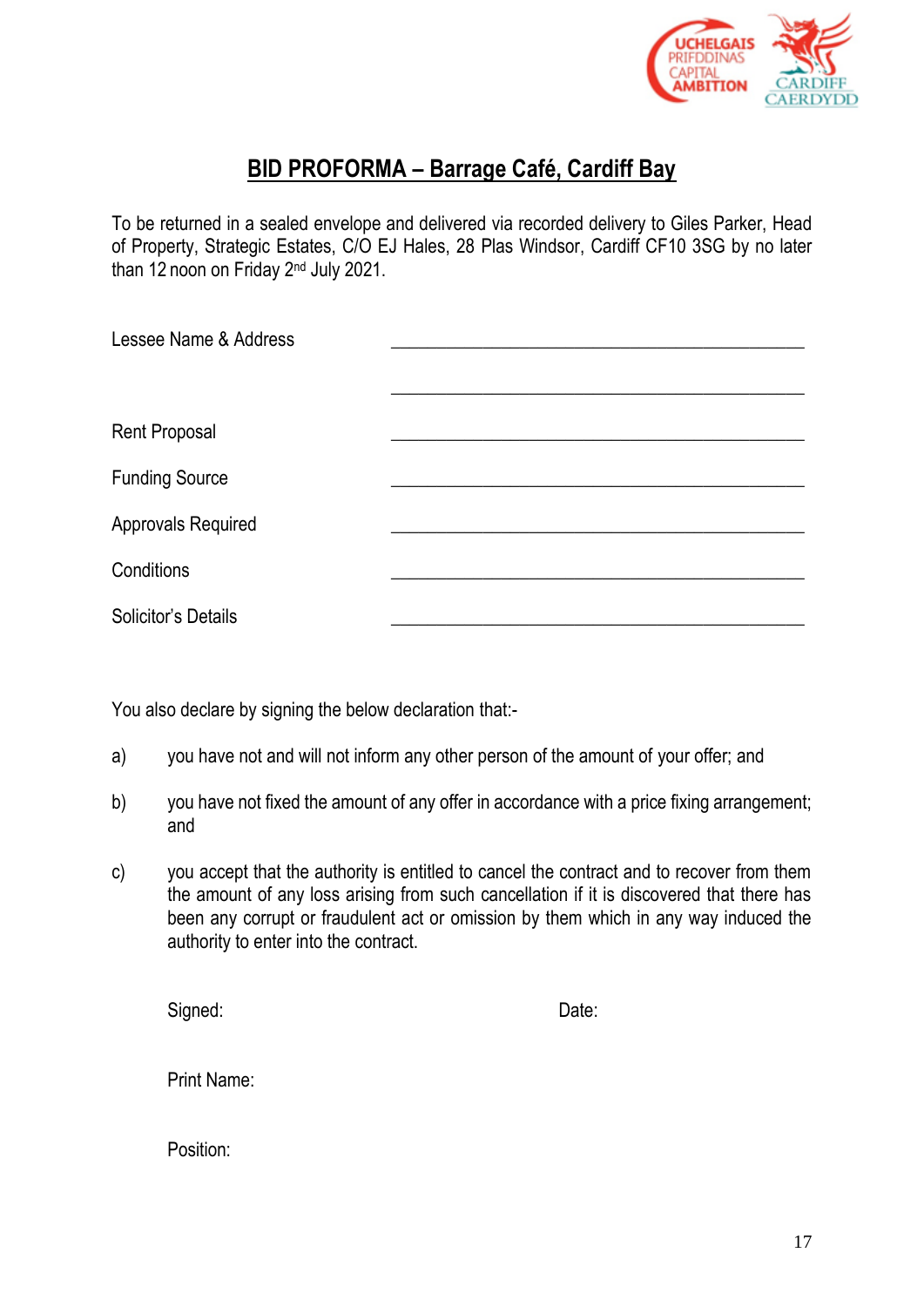# BID PROFORMA – Barrage Café, Cardiff Bay

To be returned in a sealed envelope and delivered via recorded delivery to Giles Parker, Head of Property, Strategic Estates, C/O EJ Hales, 28 Plas Windsor, Cardiff CF10 3SG by no later than 12 noon on Friday 2nd July 2021.

| | |
|---|---|
| Lessee Name & Address | ______________________________ |
| | ______________________________ |
| Rent Proposal | ______________________________ |
| Funding Source | ______________________________ |
| Approvals Required | ______________________________ |
| Conditions | ______________________________ |
| Solicitor's Details | ______________________________ |

You also declare by signing the below declaration that:-

a) you have not and will not inform any other person of the amount of your offer; and

b) you have not fixed the amount of any offer in accordance with a price fixing arrangement; and

c) you accept that the authority is entitled to cancel the contract and to recover from them the amount of any loss arising from such cancellation if it is discovered that there has been any corrupt or fraudulent act or omission by them which in any way induced the authority to enter into the contract.

Signed: Date:

Print Name:

Position: